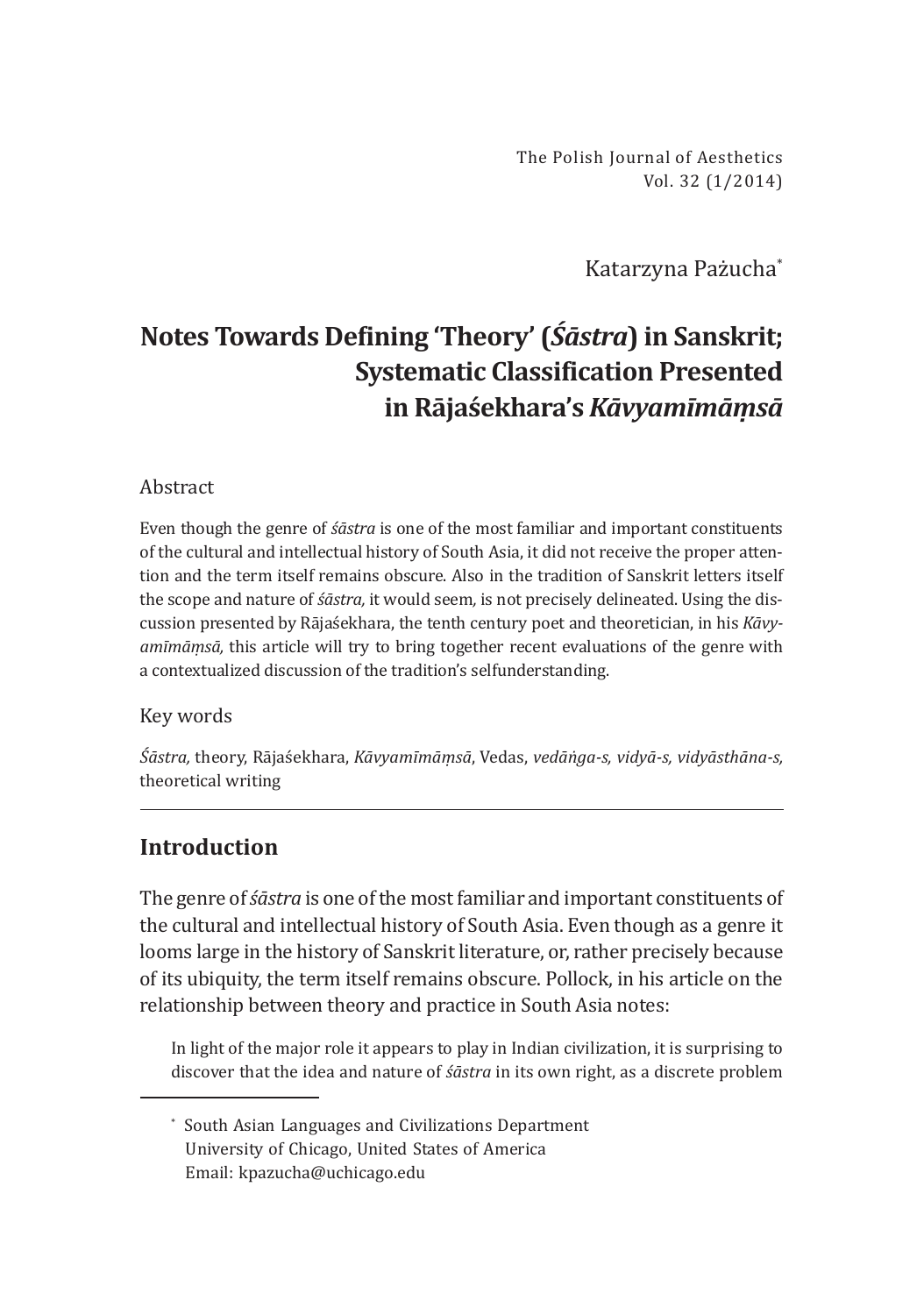The Polish Journal of Aesthetics
Vol. 32 (1/2014)

Katarzyna Pażucha[*]

# Notes Towards Defining 'Theory' (*Śāstra*) in Sanskrit; Systematic Classification Presented in Rājaśekhara's *Kāvyamīmāṃsā*

## Abstract

Even though the genre of *śāstra* is one of the most familiar and important constituents of the cultural and intellectual history of South Asia, it did not receive the proper attention and the term itself remains obscure. Also in the tradition of Sanskrit letters itself the scope and nature of *śāstra,* it would seem*,* is not precisely delineated. Using the discussion presented by Rājaśekhara, the tenth century poet and theoretician, in his *Kāvyamīmāṃsā,* this article will try to bring together recent evaluations of the genre with a contextualized discussion of the tradition's selfunderstanding.

## Key words

*Śāstra,* theory, Rājaśekhara, *Kāvyamīmāṃsā*, Vedas, *vedāṅga-s, vidyā-s, vidyāsthāna-s,* theoretical writing

## Introduction

The genre of *śāstra* is one of the most familiar and important constituents of the cultural and intellectual history of South Asia. Even though as a genre it looms large in the history of Sanskrit literature, or, rather precisely because of its ubiquity, the term itself remains obscure. Pollock, in his article on the relationship between theory and practice in South Asia notes:

> In light of the major role it appears to play in Indian civilization, it is surprising to discover that the idea and nature of *śāstra* in its own right, as a discrete problem

---

[*] South Asian Languages and Civilizations Department
University of Chicago, United States of America
Email: kpazucha@uchicago.edu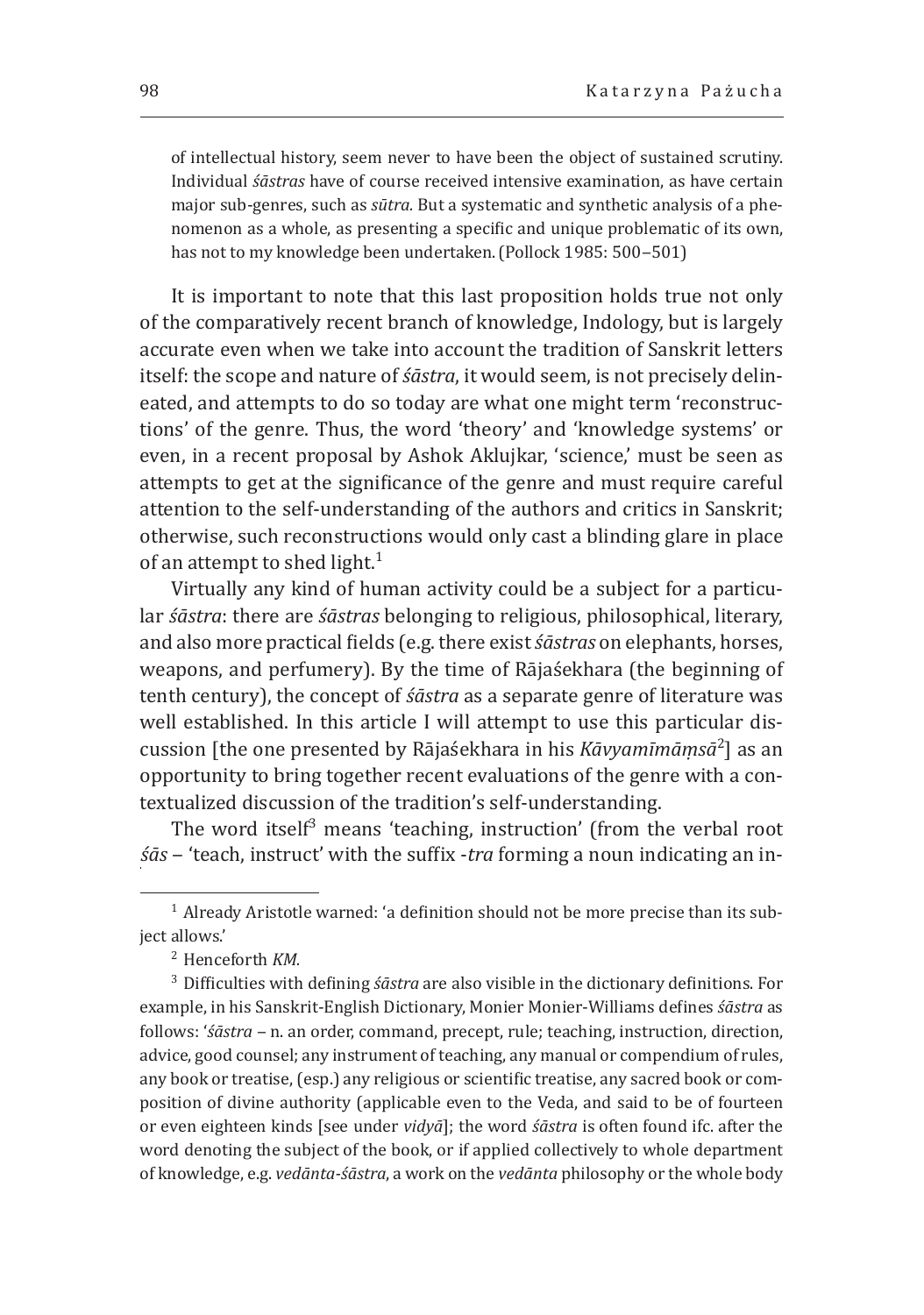> of intellectual history, seem never to have been the object of sustained scrutiny. Individual *śāstras* have of course received intensive examination, as have certain major sub-genres, such as *sūtra*. But a systematic and synthetic analysis of a phenomenon as a whole, as presenting a specific and unique problematic of its own, has not to my knowledge been undertaken. (Pollock 1985: 500–501)

It is important to note that this last proposition holds true not only of the comparatively recent branch of knowledge, Indology, but is largely accurate even when we take into account the tradition of Sanskrit letters itself: the scope and nature of *śāstra*, it would seem, is not precisely delineated, and attempts to do so today are what one might term 'reconstructions' of the genre. Thus, the word 'theory' and 'knowledge systems' or even, in a recent proposal by Ashok Aklujkar, 'science,' must be seen as attempts to get at the significance of the genre and must require careful attention to the self-understanding of the authors and critics in Sanskrit; otherwise, such reconstructions would only cast a blinding glare in place of an attempt to shed light.[1]

Virtually any kind of human activity could be a subject for a particular *śāstra*: there are *śāstras* belonging to religious, philosophical, literary, and also more practical fields (e.g. there exist *śāstras* on elephants, horses, weapons, and perfumery). By the time of Rājaśekhara (the beginning of tenth century), the concept of *śāstra* as a separate genre of literature was well established. In this article I will attempt to use this particular discussion [the one presented by Rājaśekhara in his *Kāvyamīmāṃsā*[2]] as an opportunity to bring together recent evaluations of the genre with a contextualized discussion of the tradition's self-understanding.

The word itself[3] means 'teaching, instruction' (from the verbal root *śās* – 'teach, instruct' with the suffix -*tra* forming a noun indicating an in-

---

[1] Already Aristotle warned: 'a definition should not be more precise than its subject allows.'

[2] Henceforth *KM*.

[3] Difficulties with defining *śāstra* are also visible in the dictionary definitions. For example, in his Sanskrit-English Dictionary, Monier Monier-Williams defines *śāstra* as follows: '*śāstra* – n. an order, command, precept, rule; teaching, instruction, direction, advice, good counsel; any instrument of teaching, any manual or compendium of rules, any book or treatise, (esp.) any religious or scientific treatise, any sacred book or composition of divine authority (applicable even to the Veda, and said to be of fourteen or even eighteen kinds [see under *vidyā*]; the word *śāstra* is often found ifc. after the word denoting the subject of the book, or if applied collectively to whole department of knowledge, e.g. *vedānta-śāstra*, a work on the *vedānta* philosophy or the whole body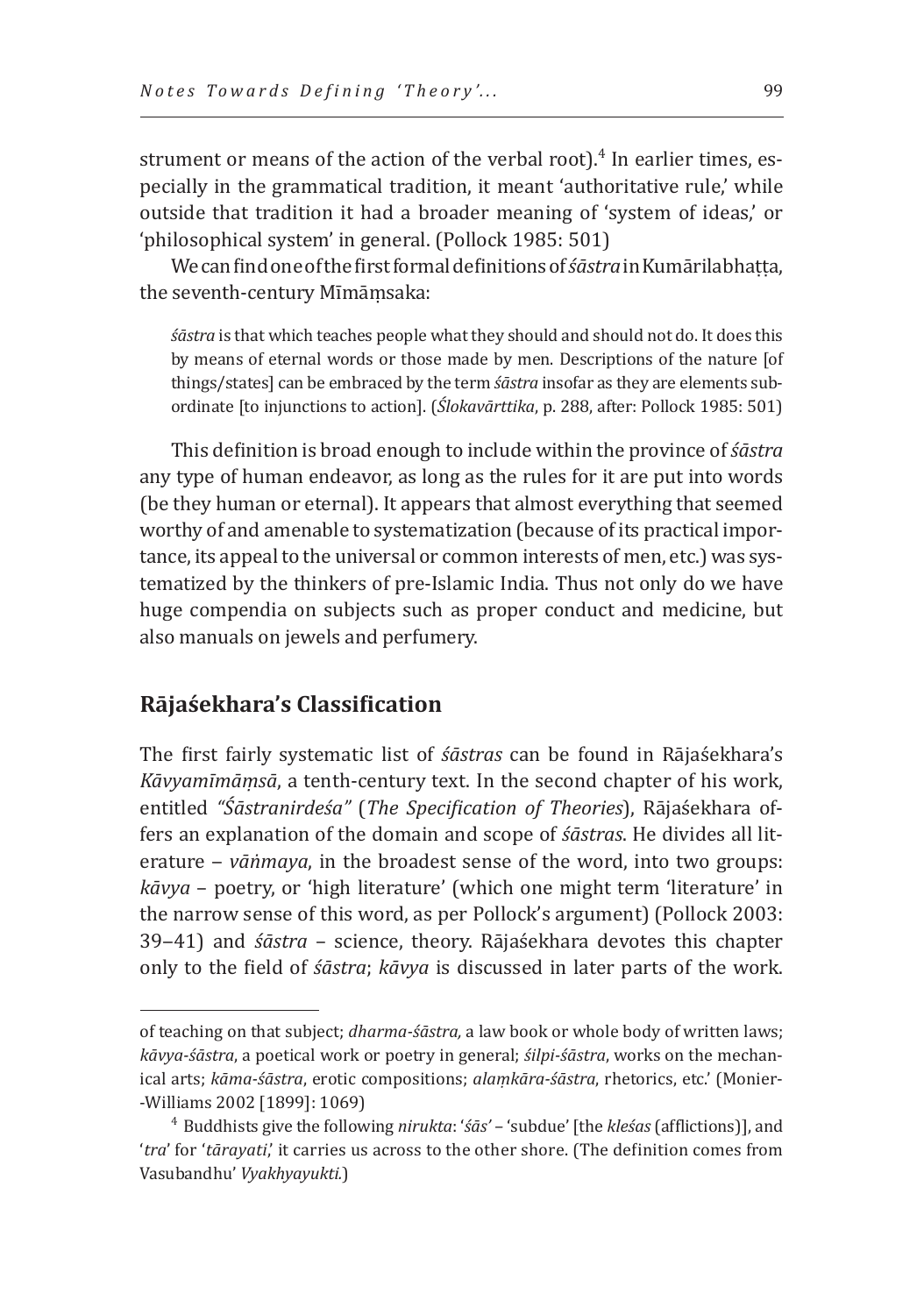strument or means of the action of the verbal root).[4] In earlier times, especially in the grammatical tradition, it meant 'authoritative rule,' while outside that tradition it had a broader meaning of 'system of ideas,' or 'philosophical system' in general. (Pollock 1985: 501)

We can find one of the first formal definitions of *śāstra* in Kumārilabhaṭṭa, the seventh-century Mīmāṃsaka:

> *śāstra* is that which teaches people what they should and should not do. It does this by means of eternal words or those made by men. Descriptions of the nature [of things/states] can be embraced by the term *śāstra* insofar as they are elements subordinate [to injunctions to action]. (*Ślokavārttika*, p. 288, after: Pollock 1985: 501)

This definition is broad enough to include within the province of *śāstra* any type of human endeavor, as long as the rules for it are put into words (be they human or eternal). It appears that almost everything that seemed worthy of and amenable to systematization (because of its practical importance, its appeal to the universal or common interests of men, etc.) was systematized by the thinkers of pre-Islamic India. Thus not only do we have huge compendia on subjects such as proper conduct and medicine, but also manuals on jewels and perfumery.

## Rājaśekhara's Classification

The first fairly systematic list of *śāstras* can be found in Rājaśekhara's *Kāvyamīmāṃsā*, a tenth-century text. In the second chapter of his work, entitled *"Śāstranirdeśa"* (*The Specification of Theories*), Rājaśekhara offers an explanation of the domain and scope of *śāstras*. He divides all literature – *vāṅmaya*, in the broadest sense of the word, into two groups: *kāvya* – poetry, or 'high literature' (which one might term 'literature' in the narrow sense of this word, as per Pollock's argument) (Pollock 2003: 39–41) and *śāstra* – science, theory. Rājaśekhara devotes this chapter only to the field of *śāstra*; *kāvya* is discussed in later parts of the work.

---

of teaching on that subject; *dharma-śāstra,* a law book or whole body of written laws; *kāvya-śāstra*, a poetical work or poetry in general; *śilpi-śāstra*, works on the mechanical arts; *kāma-śāstra*, erotic compositions; *alaṃkāra-śāstra*, rhetorics, etc.' (Monier-Williams 2002 [1899]: 1069)

[4] Buddhists give the following *nirukta*: '*śās'* – 'subdue' [the *kleśas* (afflictions)], and '*tra*' for '*tārayati*,' it carries us across to the other shore. (The definition comes from Vasubandhu' *Vyakhyayukti.*)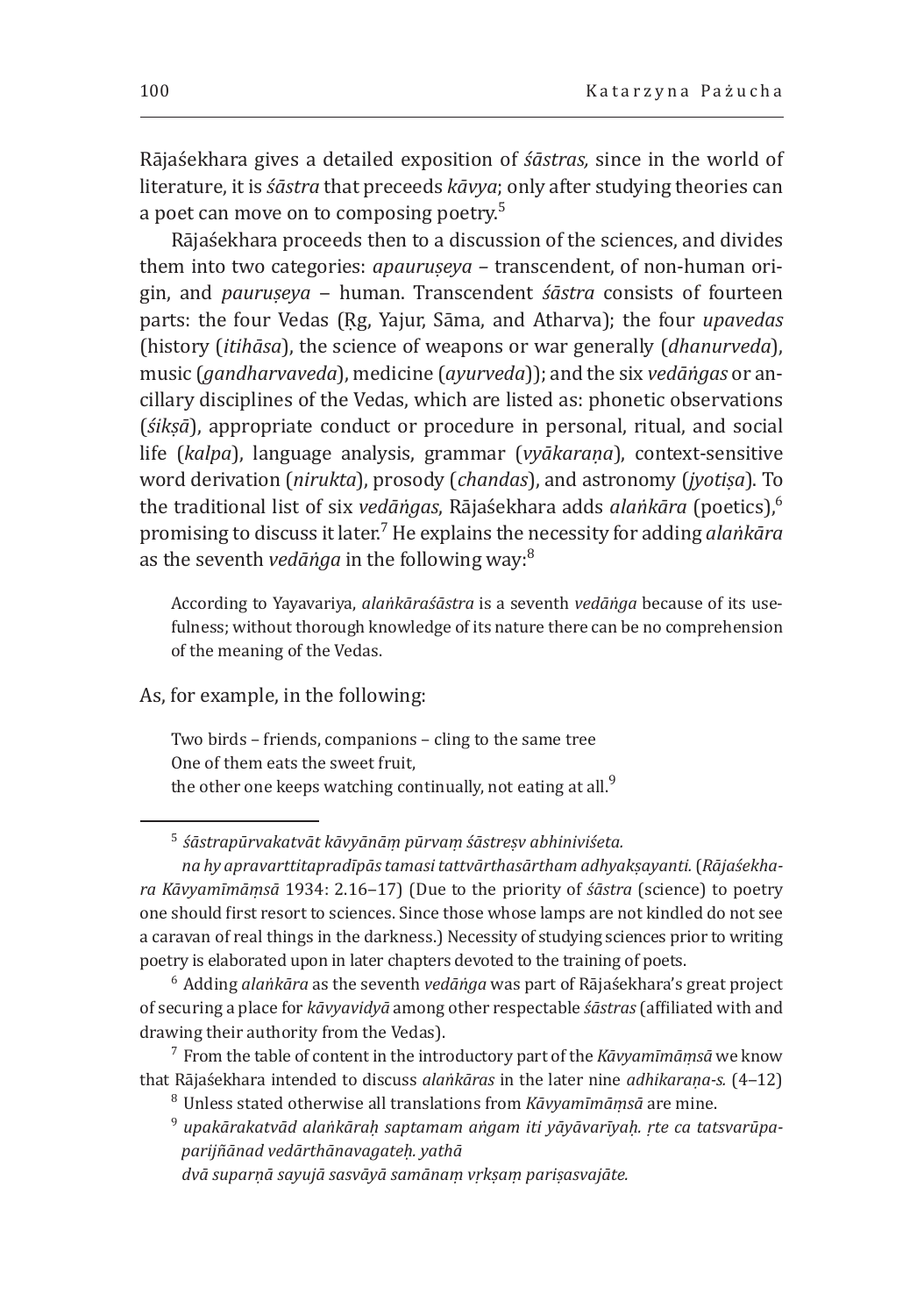Rājaśekhara gives a detailed exposition of *śāstras,* since in the world of literature, it is *śāstra* that preceeds *kāvya*; only after studying theories can a poet can move on to composing poetry.[5]

Rājaśekhara proceeds then to a discussion of the sciences, and divides them into two categories: *apauruṣeya* – transcendent, of non-human origin, and *pauruṣeya* – human. Transcendent *śāstra* consists of fourteen parts: the four Vedas (Ṛg, Yajur, Sāma, and Atharva); the four *upavedas* (history (*itihāsa*), the science of weapons or war generally (*dhanurveda*), music (*gandharvaveda*), medicine (*ayurveda*)); and the six *vedāṅgas* or ancillary disciplines of the Vedas, which are listed as: phonetic observations (*śikṣā*), appropriate conduct or procedure in personal, ritual, and social life (*kalpa*), language analysis, grammar (*vyākaraṇa*), context-sensitive word derivation (*nirukta*), prosody (*chandas*), and astronomy (*jyotiṣa*). To the traditional list of six *vedāṅgas*, Rājaśekhara adds *alaṅkāra* (poetics),[6] promising to discuss it later.[7] He explains the necessity for adding *alaṅkāra* as the seventh *vedāṅga* in the following way:[8]

> According to Yayavariya, *alaṅkāraśāstra* is a seventh *vedāṅga* because of its usefulness; without thorough knowledge of its nature there can be no comprehension of the meaning of the Vedas.

As, for example, in the following:

> Two birds – friends, companions – cling to the same tree
> One of them eats the sweet fruit,
> the other one keeps watching continually, not eating at all.[9]

---

[5] *śāstrapūrvakatvāt kāvyānāṃ pūrvaṃ śāstreṣv abhiniviśeta.*
*na hy apravarttitapradīpās tamasi tattvārthasārtham adhyakṣayanti.* (*Rājaśekhara Kāvyamīmāṃsā* 1934: 2.16–17) (Due to the priority of *śāstra* (science) to poetry one should first resort to sciences. Since those whose lamps are not kindled do not see a caravan of real things in the darkness.) Necessity of studying sciences prior to writing poetry is elaborated upon in later chapters devoted to the training of poets.

[6] Adding *alaṅkāra* as the seventh *vedāṅga* was part of Rājaśekhara's great project of securing a place for *kāvyavidyā* among other respectable *śāstras* (affiliated with and drawing their authority from the Vedas).

[7] From the table of content in the introductory part of the *Kāvyamīmāṃsā* we know that Rājaśekhara intended to discuss *alaṅkāras* in the later nine *adhikaraṇa-s.* (4–12)

[8] Unless stated otherwise all translations from *Kāvyamīmāṃsā* are mine.

[9] *upakārakatvād alaṅkāraḥ saptamam aṅgam iti yāyāvarīyaḥ. ṛte ca tatsvarūpaparijñānad vedārthānavagateḥ. yathā*
*dvā suparṇā sayujā sasvāyā samānaṃ vṛkṣaṃ pariṣasvajāte.*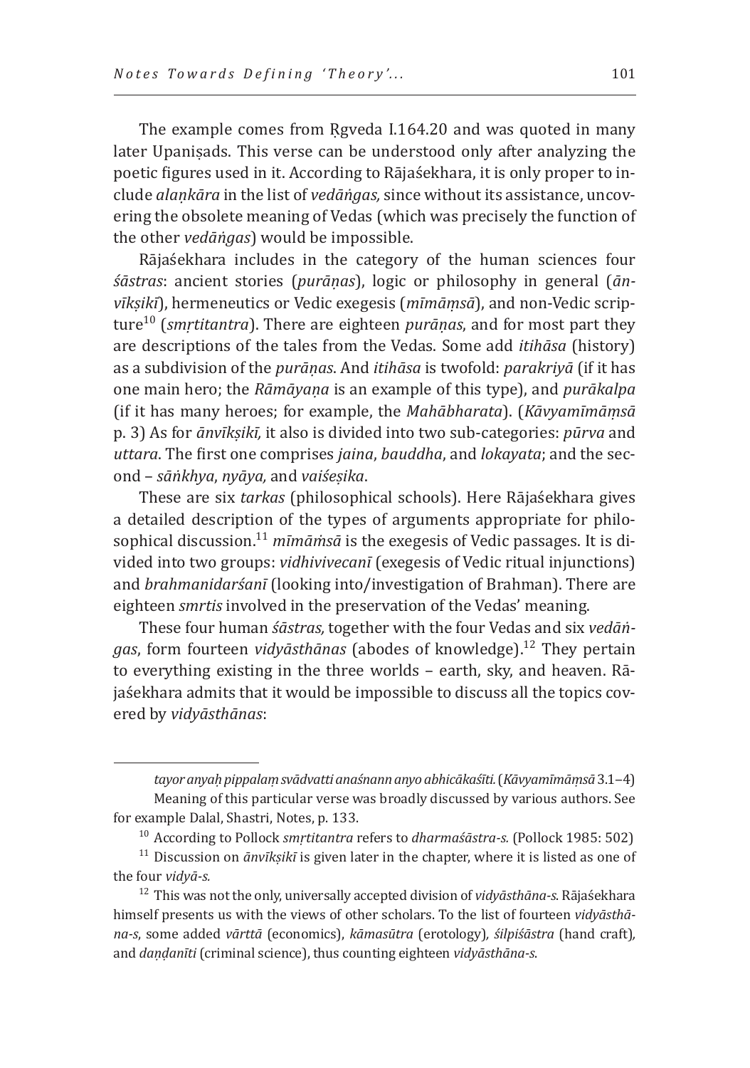The example comes from Ṛgveda I.164.20 and was quoted in many later Upaniṣads. This verse can be understood only after analyzing the poetic figures used in it. According to Rājaśekhara, it is only proper to include *alaṇkāra* in the list of *vedāṅgas,* since without its assistance, uncovering the obsolete meaning of Vedas (which was precisely the function of the other *vedāṅgas*) would be impossible.

Rājaśekhara includes in the category of the human sciences four *śāstras*: ancient stories (*purāṇas*), logic or philosophy in general (*ānvīkṣikī*), hermeneutics or Vedic exegesis (*mīmāṃsā*), and non-Vedic scripture[10] (*smṛtitantra*). There are eighteen *purāṇas*, and for most part they are descriptions of the tales from the Vedas. Some add *itihāsa* (history) as a subdivision of the *purāṇas*. And *itihāsa* is twofold: *parakriyā* (if it has one main hero; the *Rāmāyaṇa* is an example of this type), and *purākalpa* (if it has many heroes; for example, the *Mahābharata*). (*Kāvyamīmāṃsā* p. 3) As for *ānvīkṣikī,* it also is divided into two sub-categories: *pūrva* and *uttara*. The first one comprises *jaina*, *bauddha*, and *lokayata*; and the second – *sāṅkhya*, *nyāya,* and *vaiśeṣika*.

These are six *tarkas* (philosophical schools). Here Rājaśekhara gives a detailed description of the types of arguments appropriate for philosophical discussion.[11] *mīmāṁsā* is the exegesis of Vedic passages. It is divided into two groups: *vidhivivecanī* (exegesis of Vedic ritual injunctions) and *brahmanidarśanī* (looking into/investigation of Brahman). There are eighteen *smrtis* involved in the preservation of the Vedas' meaning.

These four human *śāstras,* together with the four Vedas and six *vedāṅgas*, form fourteen *vidyāsthānas* (abodes of knowledge).[12] They pertain to everything existing in the three worlds – earth, sky, and heaven. Rājaśekhara admits that it would be impossible to discuss all the topics covered by *vidyāsthānas*:

---

*tayor anyaḥ pippalaṃ svādvatti anaśnann anyo abhicākaśīti.* (*Kāvyamīmāṃsā* 3.1–4)
Meaning of this particular verse was broadly discussed by various authors. See for example Dalal, Shastri, Notes, p. 133.

[10] According to Pollock *smṛtitantra* refers to *dharmaśāstra-s.* (Pollock 1985: 502)

[11] Discussion on *ānvīkṣikī* is given later in the chapter, where it is listed as one of the four *vidyā-s.*

[12] This was not the only, universally accepted division of *vidyāsthāna-s*. Rājaśekhara himself presents us with the views of other scholars. To the list of fourteen *vidyāsthāna-s*, some added *vārttā* (economics), *kāmasūtra* (erotology)*, śilpiśāstra* (hand craft)*,* and *daṇḍanīti* (criminal science), thus counting eighteen *vidyāsthāna-s*.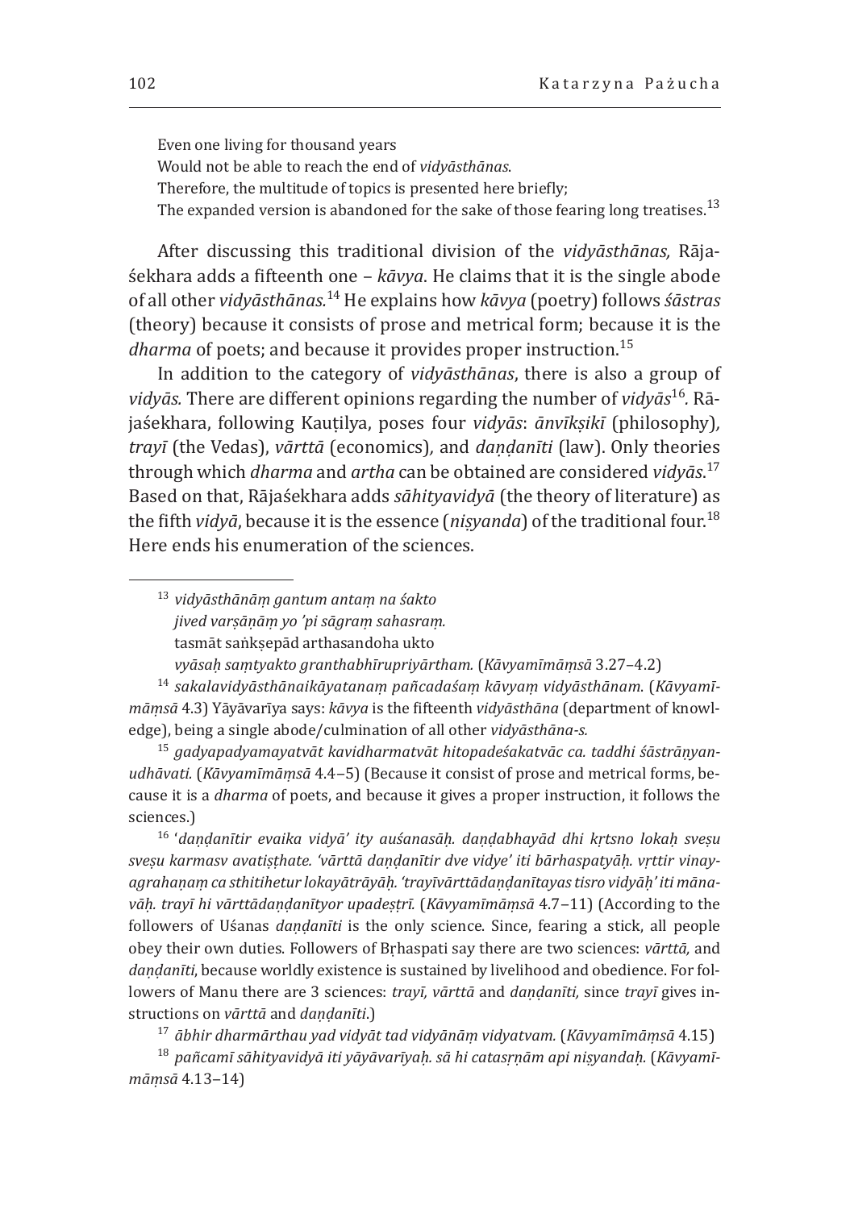Even one living for thousand years
Would not be able to reach the end of *vidyāsthānas*.
Therefore, the multitude of topics is presented here briefly;
The expanded version is abandoned for the sake of those fearing long treatises.[13]

After discussing this traditional division of the *vidyāsthānas,* Rājaśekhara adds a fifteenth one – *kāvya*. He claims that it is the single abode of all other *vidyāsthānas.*[14] He explains how *kāvya* (poetry) follows *śāstras* (theory) because it consists of prose and metrical form; because it is the *dharma* of poets; and because it provides proper instruction.[15]

In addition to the category of *vidyāsthānas*, there is also a group of *vidyās.* There are different opinions regarding the number of *vidyās*[16]*.* Rājaśekhara, following Kauṭilya, poses four *vidyās*: *ānvīkṣikī* (philosophy)*, trayī* (the Vedas), *vārttā* (economics)*,* and *daṇḍanīti* (law). Only theories through which *dharma* and *artha* can be obtained are considered *vidyās*.[17] Based on that, Rājaśekhara adds *sāhityavidyā* (the theory of literature) as the fifth *vidyā*, because it is the essence (*niṣyanda*) of the traditional four.[18] Here ends his enumeration of the sciences.

---

[13] *vidyāsthānāṃ gantum antaṃ na śakto*
*jived varṣāṇāṃ yo 'pi sāgraṃ sahasraṃ.*
tasmāt saṅkṣepād arthasandoha ukto
*vyāsaḥ saṃtyakto granthabhīrupriyārtham.* (*Kāvyamīmāṃsā* 3.27–4.2)

[14] *sakalavidyāsthānaikāyatanaṃ pañcadaśaṃ kāvyaṃ vidyāsthānam*. (*Kāvyamīmāṃsā* 4.3) Yāyāvarīya says: *kāvya* is the fifteenth *vidyāsthāna* (department of knowledge), being a single abode/culmination of all other *vidyāsthāna-s.*

[15] *gadyapadyamayatvāt kavidharmatvāt hitopadeśakatvāc ca. taddhi śāstrāṇyanudhāvati.* (*Kāvyamīmāṃsā* 4.4–5) (Because it consist of prose and metrical forms, because it is a *dharma* of poets, and because it gives a proper instruction, it follows the sciences.)

[16] '*daṇḍanītir evaika vidyā' ity auśanasāḥ. daṇḍabhayād dhi kṛtsno lokaḥ sveṣu sveṣu karmasv avatiṣṭhate. 'vārttā daṇḍanītir dve vidye' iti bārhaspatyāḥ. vṛttir vinayagrahaṇaṃ ca sthitihetur lokayātrāyāḥ. 'trayīvārttādaṇḍanītayas tisro vidyāḥ' iti mānavāḥ. trayī hi vārttādaṇḍanītyor upadeṣṭrī.* (*Kāvyamīmāṃsā* 4.7–11) (According to the followers of Uśanas *daṇḍanīti* is the only science. Since, fearing a stick, all people obey their own duties. Followers of Bṛhaspati say there are two sciences: *vārttā,* and *daṇḍanīti*, because worldly existence is sustained by livelihood and obedience. For followers of Manu there are 3 sciences: *trayī, vārttā* and *daṇḍanīti,* since *trayī* gives instructions on *vārttā* and *daṇḍanīti.*)

[17] *ābhir dharmārthau yad vidyāt tad vidyānāṃ vidyatvam.* (*Kāvyamīmāṃsā* 4.15)

[18] *pañcamī sāhityavidyā iti yāyāvarīyaḥ. sā hi catasṛṇām api niṣyandaḥ.* (*Kāvyamīmāṃsā* 4.13–14)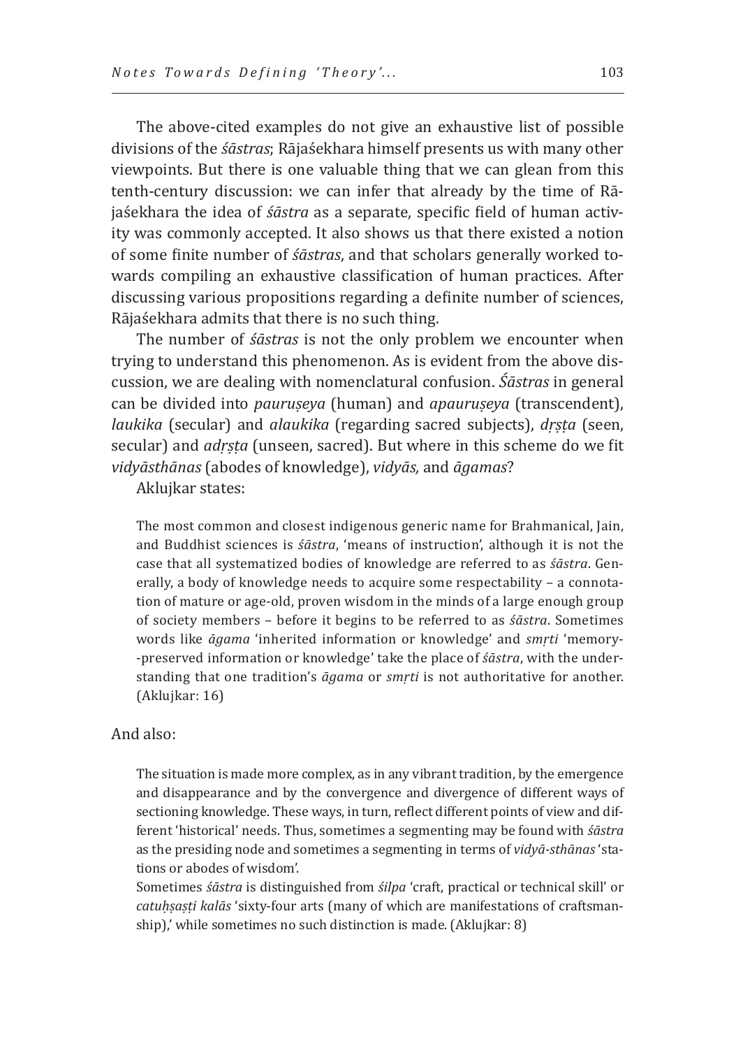The above-cited examples do not give an exhaustive list of possible divisions of the *śāstras*; Rājaśekhara himself presents us with many other viewpoints. But there is one valuable thing that we can glean from this tenth-century discussion: we can infer that already by the time of Rājaśekhara the idea of *śāstra* as a separate, specific field of human activity was commonly accepted. It also shows us that there existed a notion of some finite number of *śāstras*, and that scholars generally worked towards compiling an exhaustive classification of human practices. After discussing various propositions regarding a definite number of sciences, Rājaśekhara admits that there is no such thing.

The number of *śāstras* is not the only problem we encounter when trying to understand this phenomenon. As is evident from the above discussion, we are dealing with nomenclatural confusion. *Śāstras* in general can be divided into *pauruṣeya* (human) and *apauruṣeya* (transcendent), *laukika* (secular) and *alaukika* (regarding sacred subjects), *dṛṣṭa* (seen, secular) and *adṛṣṭa* (unseen, sacred). But where in this scheme do we fit *vidyāsthānas* (abodes of knowledge), *vidyās,* and *āgamas*?

Aklujkar states:

> The most common and closest indigenous generic name for Brahmanical, Jain, and Buddhist sciences is *śāstra*, 'means of instruction', although it is not the case that all systematized bodies of knowledge are referred to as *śāstra*. Generally, a body of knowledge needs to acquire some respectability – a connotation of mature or age-old, proven wisdom in the minds of a large enough group of society members – before it begins to be referred to as *śāstra*. Sometimes words like *āgama* 'inherited information or knowledge' and *smṛti* 'memory-preserved information or knowledge' take the place of *śāstra*, with the understanding that one tradition's *āgama* or *smṛti* is not authoritative for another. (Aklujkar: 16)

And also:

> The situation is made more complex, as in any vibrant tradition, by the emergence and disappearance and by the convergence and divergence of different ways of sectioning knowledge. These ways, in turn, reflect different points of view and different 'historical' needs. Thus, sometimes a segmenting may be found with *śāstra* as the presiding node and sometimes a segmenting in terms of *vidyā-sthānas* 'stations or abodes of wisdom'.
>
> Sometimes *śāstra* is distinguished from *śilpa* 'craft, practical or technical skill' or *catuḥṣaṣṭi kalās* 'sixty-four arts (many of which are manifestations of craftsmanship),' while sometimes no such distinction is made. (Aklujkar: 8)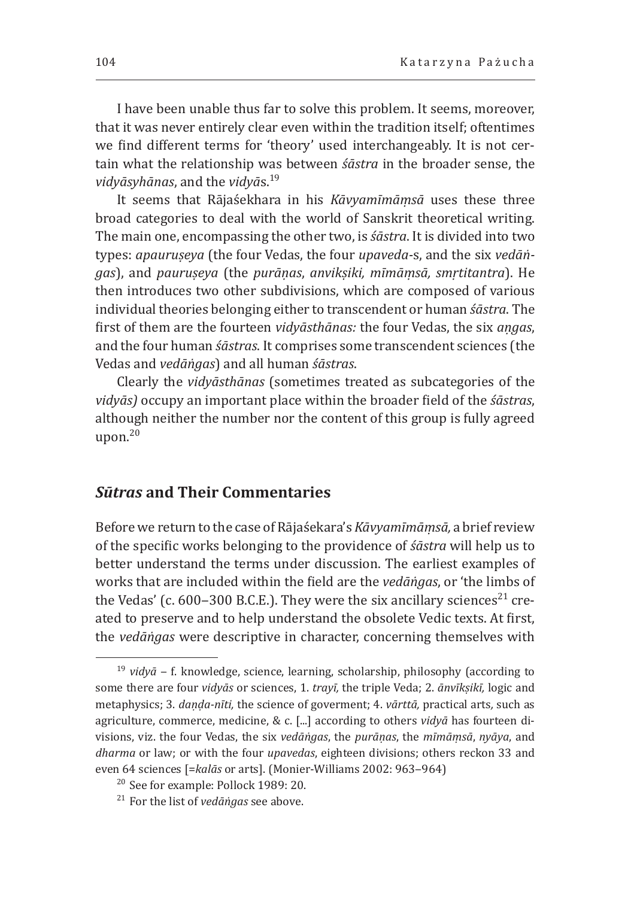I have been unable thus far to solve this problem. It seems, moreover, that it was never entirely clear even within the tradition itself; oftentimes we find different terms for 'theory' used interchangeably. It is not certain what the relationship was between *śāstra* in the broader sense, the *vidyāsyhānas*, and the *vidyā*s.[19]

It seems that Rājaśekhara in his *Kāvyamīmāṃsā* uses these three broad categories to deal with the world of Sanskrit theoretical writing. The main one, encompassing the other two, is *śāstra*. It is divided into two types: *apauruṣeya* (the four Vedas, the four *upaveda*-s, and the six *vedāṅgas*), and *pauruṣeya* (the *purāṇas*, *anvikṣiki, mīmāṃsā, smṛtitantra*). He then introduces two other subdivisions, which are composed of various individual theories belonging either to transcendent or human *śāstra*. The first of them are the fourteen *vidyāsthānas:* the four Vedas, the six *aṇgas*, and the four human *śāstras*. It comprises some transcendent sciences (the Vedas and *vedāṅgas*) and all human *śāstras*.

Clearly the *vidyāsthānas* (sometimes treated as subcategories of the *vidyās)* occupy an important place within the broader field of the *śāstras*, although neither the number nor the content of this group is fully agreed upon.[20]

## *Sūtras* and Their Commentaries

Before we return to the case of Rājaśekara's *Kāvyamīmāṃsā,* a brief review of the specific works belonging to the providence of *śāstra* will help us to better understand the terms under discussion. The earliest examples of works that are included within the field are the *vedāṅgas*, or 'the limbs of the Vedas' (c. 600–300 B.C.E.). They were the six ancillary sciences[21] created to preserve and to help understand the obsolete Vedic texts. At first, the *vedāṅgas* were descriptive in character, concerning themselves with

---

[19] *vidyā* – f. knowledge, science, learning, scholarship, philosophy (according to some there are four *vidyās* or sciences, 1. *trayī,* the triple Veda; 2. *ānvīkṣikī,* logic and metaphysics; 3. *daṇḍa-nīti,* the science of goverment; 4. *vārttā,* practical arts*,* such as agriculture, commerce, medicine, & c. [...] according to others *vidyā* has fourteen divisions, viz. the four Vedas, the six *vedāṅgas*, the *purāṇas*, the *mīmāṃsā*, *nyāya*, and *dharma* or law; or with the four *upavedas*, eighteen divisions; others reckon 33 and even 64 sciences [=*kalās* or arts]. (Monier-Williams 2002: 963–964)

[20] See for example: Pollock 1989: 20.

[21] For the list of *vedāṅgas* see above.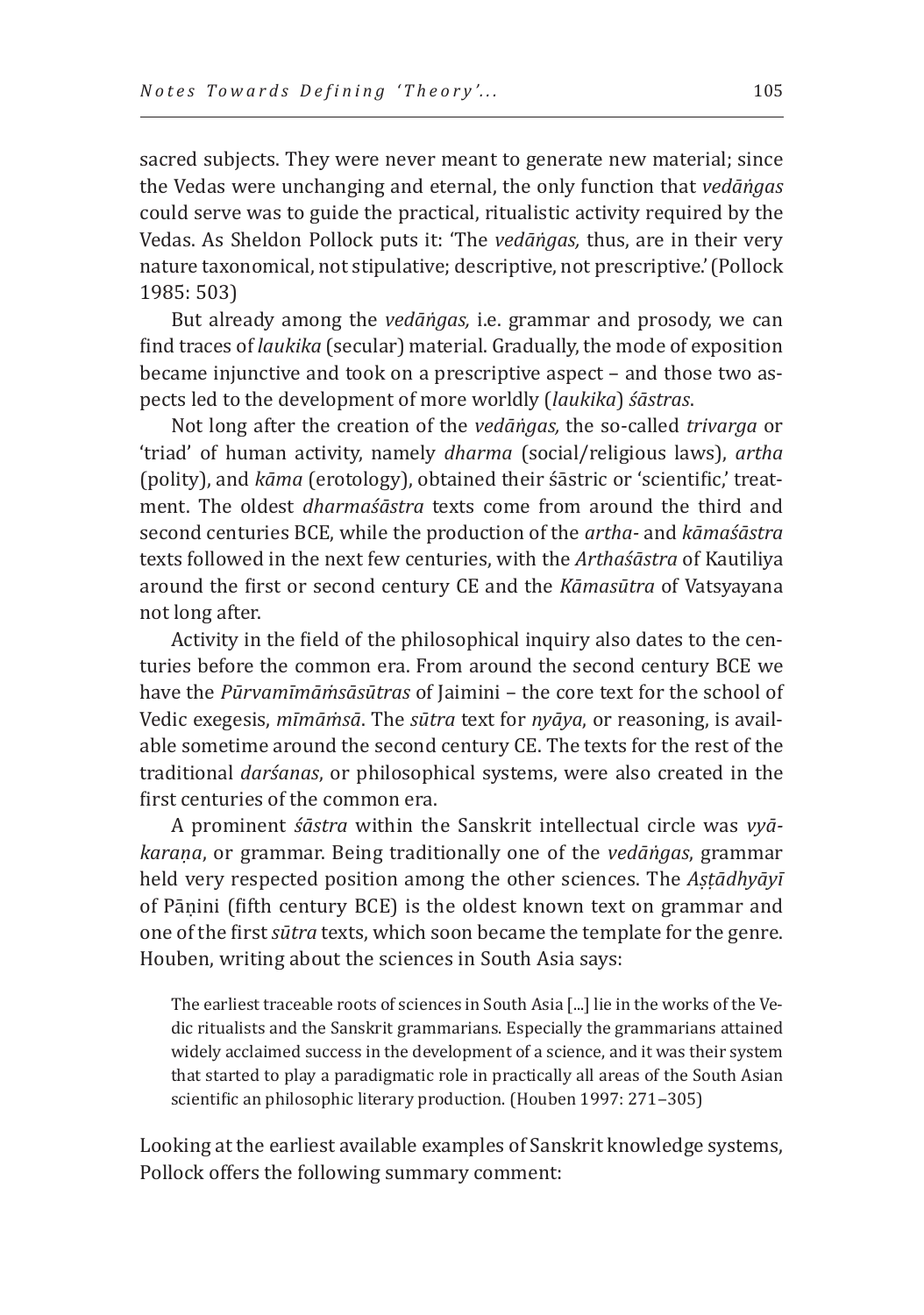sacred subjects. They were never meant to generate new material; since the Vedas were unchanging and eternal, the only function that *vedāṅgas* could serve was to guide the practical, ritualistic activity required by the Vedas. As Sheldon Pollock puts it: 'The *vedāṅgas,* thus, are in their very nature taxonomical, not stipulative; descriptive, not prescriptive.' (Pollock 1985: 503)

But already among the *vedāṅgas,* i.e. grammar and prosody, we can find traces of *laukika* (secular) material. Gradually, the mode of exposition became injunctive and took on a prescriptive aspect – and those two aspects led to the development of more worldly (*laukika*) *śāstras*.

Not long after the creation of the *vedāṅgas,* the so-called *trivarga* or 'triad' of human activity, namely *dharma* (social/religious laws), *artha* (polity), and *kāma* (erotology), obtained their śāstric or 'scientific,' treatment. The oldest *dharmaśāstra* texts come from around the third and second centuries BCE, while the production of the *artha-* and *kāmaśāstra* texts followed in the next few centuries, with the *Arthaśāstra* of Kautiliya around the first or second century CE and the *Kāmasūtra* of Vatsyayana not long after.

Activity in the field of the philosophical inquiry also dates to the centuries before the common era. From around the second century BCE we have the *Pūrvamīmāṁsāsūtras* of Jaimini – the core text for the school of Vedic exegesis, *mīmāṁsā*. The *sūtra* text for *nyāya*, or reasoning, is available sometime around the second century CE. The texts for the rest of the traditional *darśanas*, or philosophical systems, were also created in the first centuries of the common era.

A prominent *śāstra* within the Sanskrit intellectual circle was *vyākaraṇa*, or grammar. Being traditionally one of the *vedāṅgas*, grammar held very respected position among the other sciences. The *Aṣṭādhyāyī* of Pāṇini (fifth century BCE) is the oldest known text on grammar and one of the first *sūtra* texts, which soon became the template for the genre. Houben, writing about the sciences in South Asia says:

> The earliest traceable roots of sciences in South Asia [...] lie in the works of the Vedic ritualists and the Sanskrit grammarians. Especially the grammarians attained widely acclaimed success in the development of a science, and it was their system that started to play a paradigmatic role in practically all areas of the South Asian scientific an philosophic literary production. (Houben 1997: 271–305)

Looking at the earliest available examples of Sanskrit knowledge systems, Pollock offers the following summary comment: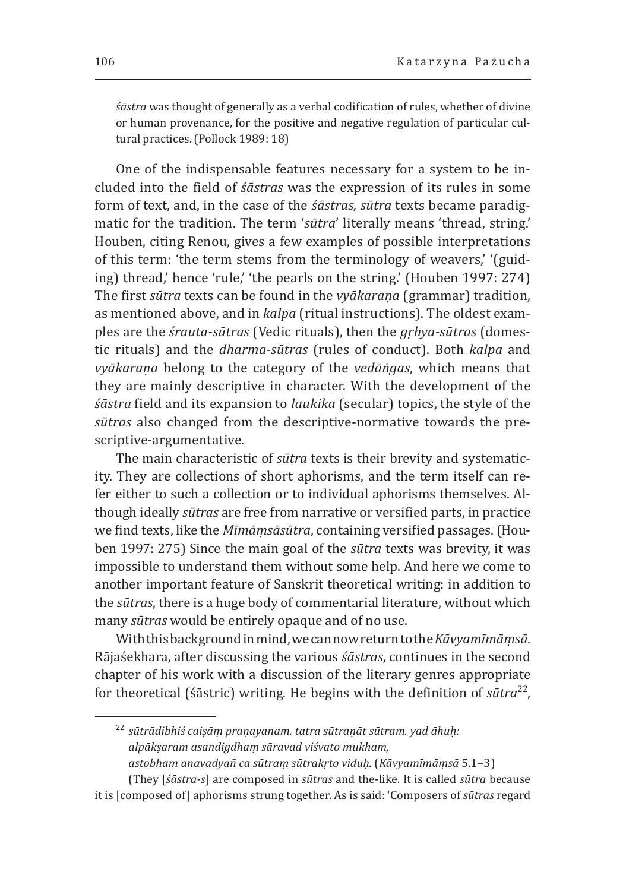*śāstra* was thought of generally as a verbal codification of rules, whether of divine or human provenance, for the positive and negative regulation of particular cultural practices. (Pollock 1989: 18)

One of the indispensable features necessary for a system to be included into the field of *śāstras* was the expression of its rules in some form of text, and, in the case of the *śāstras, sūtra* texts became paradigmatic for the tradition. The term '*sūtra*' literally means 'thread, string.' Houben, citing Renou, gives a few examples of possible interpretations of this term: 'the term stems from the terminology of weavers,' '(guiding) thread,' hence 'rule,' 'the pearls on the string.' (Houben 1997: 274) The first *sūtra* texts can be found in the *vyākaraṇa* (grammar) tradition, as mentioned above, and in *kalpa* (ritual instructions). The oldest examples are the *śrauta-sūtras* (Vedic rituals), then the *gṛhya-sūtras* (domestic rituals) and the *dharma-sūtras* (rules of conduct). Both *kalpa* and *vyākaraṇa* belong to the category of the *vedāṅgas*, which means that they are mainly descriptive in character. With the development of the *śāstra* field and its expansion to *laukika* (secular) topics, the style of the *sūtras* also changed from the descriptive-normative towards the prescriptive-argumentative.

The main characteristic of *sūtra* texts is their brevity and systematicity. They are collections of short aphorisms, and the term itself can refer either to such a collection or to individual aphorisms themselves. Although ideally *sūtras* are free from narrative or versified parts, in practice we find texts, like the *Mīmāṃsāsūtra*, containing versified passages. (Houben 1997: 275) Since the main goal of the *sūtra* texts was brevity, it was impossible to understand them without some help. And here we come to another important feature of Sanskrit theoretical writing: in addition to the *sūtras*, there is a huge body of commentarial literature, without which many *sūtras* would be entirely opaque and of no use.

With this background in mind, we can now return to the *Kāvyamīmāṃsā*. Rājaśekhara, after discussing the various *śāstras*, continues in the second chapter of his work with a discussion of the literary genres appropriate for theoretical (śāstric) writing. He begins with the definition of *sūtra*[22],

---

[22] *sūtrādibhiś caiṣāṃ praṇayanam. tatra sūtraṇāt sūtram. yad āhuḥ:*
*alpākṣaram asandigdhaṃ sāravad viśvato mukham,*
*astobham anavadyañ ca sūtraṃ sūtrakṛto viduḥ.* (*Kāvyamīmāṃsā* 5.1–3)

(They [*śāstra-s*] are composed in *sūtras* and the-like. It is called *sūtra* because it is [composed of] aphorisms strung together. As is said: 'Composers of *sūtras* regard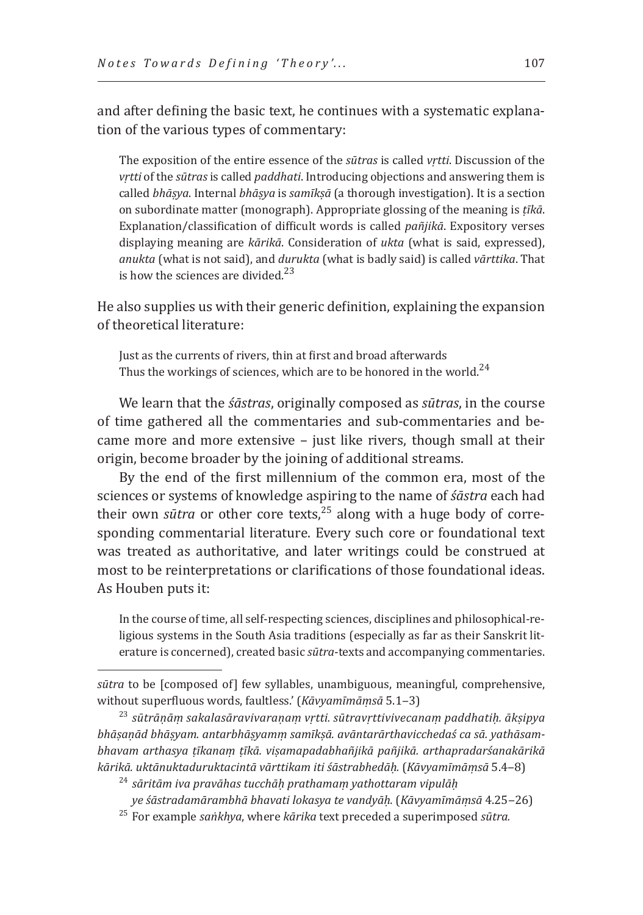and after defining the basic text, he continues with a systematic explanation of the various types of commentary:

> The exposition of the entire essence of the *sūtras* is called *vṛtti*. Discussion of the *vṛtti* of the *sūtras* is called *paddhati*. Introducing objections and answering them is called *bhāṣya*. Internal *bhāṣya* is *samīkṣā* (a thorough investigation). It is a section on subordinate matter (monograph). Appropriate glossing of the meaning is *ṭīkā*. Explanation/classification of difficult words is called *pañjikā*. Expository verses displaying meaning are *kārikā*. Consideration of *ukta* (what is said, expressed), *anukta* (what is not said), and *durukta* (what is badly said) is called *vārttika*. That is how the sciences are divided.[23]

He also supplies us with their generic definition, explaining the expansion of theoretical literature:

> Just as the currents of rivers, thin at first and broad afterwards
> Thus the workings of sciences, which are to be honored in the world.[24]

We learn that the *śāstras*, originally composed as *sūtras*, in the course of time gathered all the commentaries and sub-commentaries and became more and more extensive – just like rivers, though small at their origin, become broader by the joining of additional streams.

By the end of the first millennium of the common era, most of the sciences or systems of knowledge aspiring to the name of *śāstra* each had their own *sūtra* or other core texts,[25] along with a huge body of corresponding commentarial literature. Every such core or foundational text was treated as authoritative, and later writings could be construed at most to be reinterpretations or clarifications of those foundational ideas. As Houben puts it:

> In the course of time, all self-respecting sciences, disciplines and philosophical-religious systems in the South Asia traditions (especially as far as their Sanskrit literature is concerned), created basic *sūtra*-texts and accompanying commentaries.

---

*sūtra* to be [composed of] few syllables, unambiguous, meaningful, comprehensive, without superfluous words, faultless.' (*Kāvyamīmāṃsā* 5.1–3)

[23] *sūtrāṇāṃ sakalasāravivaraṇaṃ vṛtti. sūtravṛttivivecanaṃ paddhatiḥ. ākṣipya bhāṣaṇād bhāṣyam. antarbhāṣyamṃ samīkṣā. avāntarārthavicchedaś ca sā. yathāsambhavam arthasya ṭīkanaṃ ṭīkā. viṣamapadabhañjikā pañjikā. arthapradarśanakārikā kārikā. uktānuktaduruktacintā vārttikam iti śāstrabhedāḥ.* (*Kāvyamīmāṃsā* 5.4–8)

[24] *sāritām iva pravāhas tucchāḥ prathamaṃ yathottaram vipulāḥ*
*ye śāstradamārambhā bhavati lokasya te vandyāḥ.* (*Kāvyamīmāṃsā* 4.25–26)

[25] For example *saṅkhya*, where *kārika* text preceded a superimposed *sūtra.*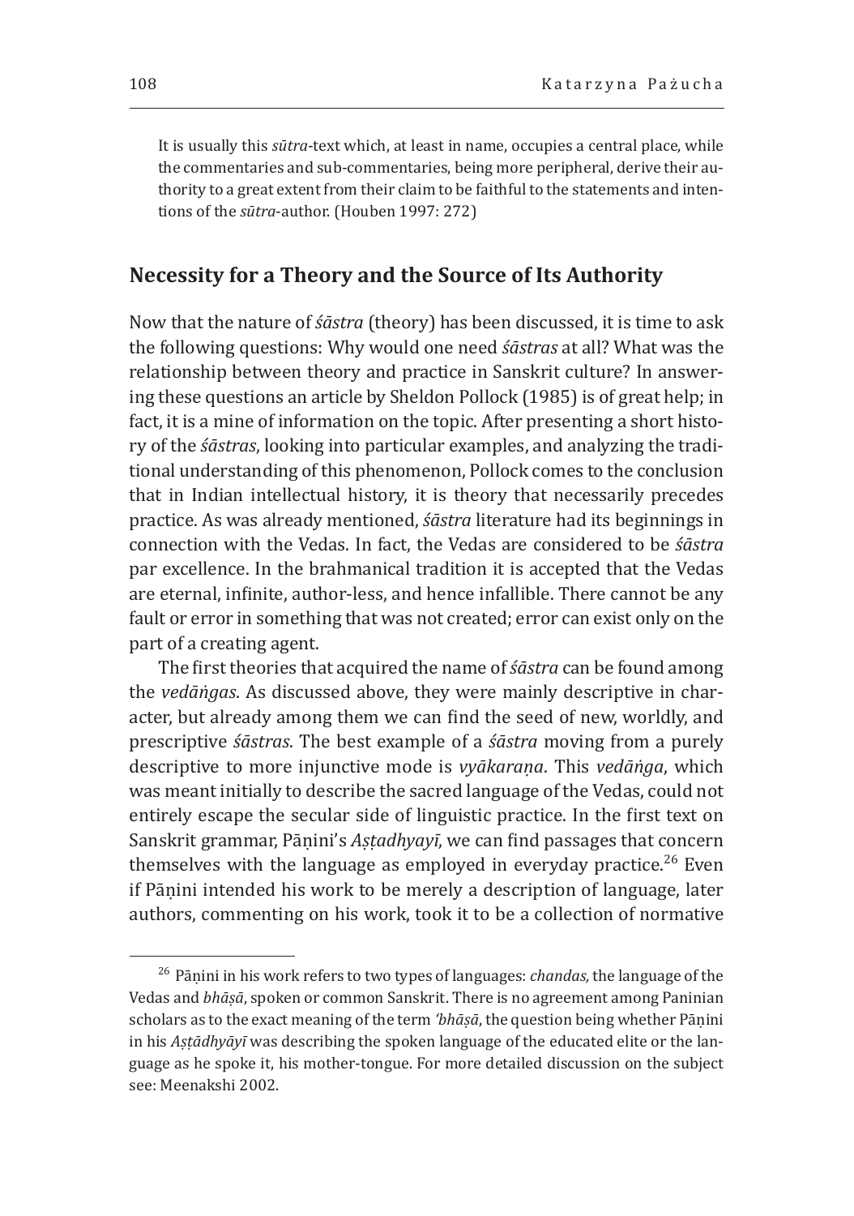It is usually this *sūtra*-text which, at least in name, occupies a central place, while the commentaries and sub-commentaries, being more peripheral, derive their authority to a great extent from their claim to be faithful to the statements and intentions of the *sūtra*-author. (Houben 1997: 272)

## Necessity for a Theory and the Source of Its Authority

Now that the nature of *śāstra* (theory) has been discussed, it is time to ask the following questions: Why would one need *śāstras* at all? What was the relationship between theory and practice in Sanskrit culture? In answering these questions an article by Sheldon Pollock (1985) is of great help; in fact, it is a mine of information on the topic. After presenting a short history of the *śāstras*, looking into particular examples, and analyzing the traditional understanding of this phenomenon, Pollock comes to the conclusion that in Indian intellectual history, it is theory that necessarily precedes practice. As was already mentioned, *śāstra* literature had its beginnings in connection with the Vedas. In fact, the Vedas are considered to be *śāstra* par excellence. In the brahmanical tradition it is accepted that the Vedas are eternal, infinite, author-less, and hence infallible. There cannot be any fault or error in something that was not created; error can exist only on the part of a creating agent.

The first theories that acquired the name of *śāstra* can be found among the *vedāṅgas*. As discussed above, they were mainly descriptive in character, but already among them we can find the seed of new, worldly, and prescriptive *śāstras*. The best example of a *śāstra* moving from a purely descriptive to more injunctive mode is *vyākaraṇa*. This *vedāṅga*, which was meant initially to describe the sacred language of the Vedas, could not entirely escape the secular side of linguistic practice. In the first text on Sanskrit grammar, Pāṇini's *Aṣṭadhyayī*, we can find passages that concern themselves with the language as employed in everyday practice.[26] Even if Pāṇini intended his work to be merely a description of language, later authors, commenting on his work, took it to be a collection of normative

[26] Pāṇini in his work refers to two types of languages: *chandas,* the language of the Vedas and *bhāṣā*, spoken or common Sanskrit. There is no agreement among Paninian scholars as to the exact meaning of the term *'bhāṣā*, the question being whether Pāṇini in his *Aṣṭādhyāyī* was describing the spoken language of the educated elite or the language as he spoke it, his mother-tongue. For more detailed discussion on the subject see: Meenakshi 2002.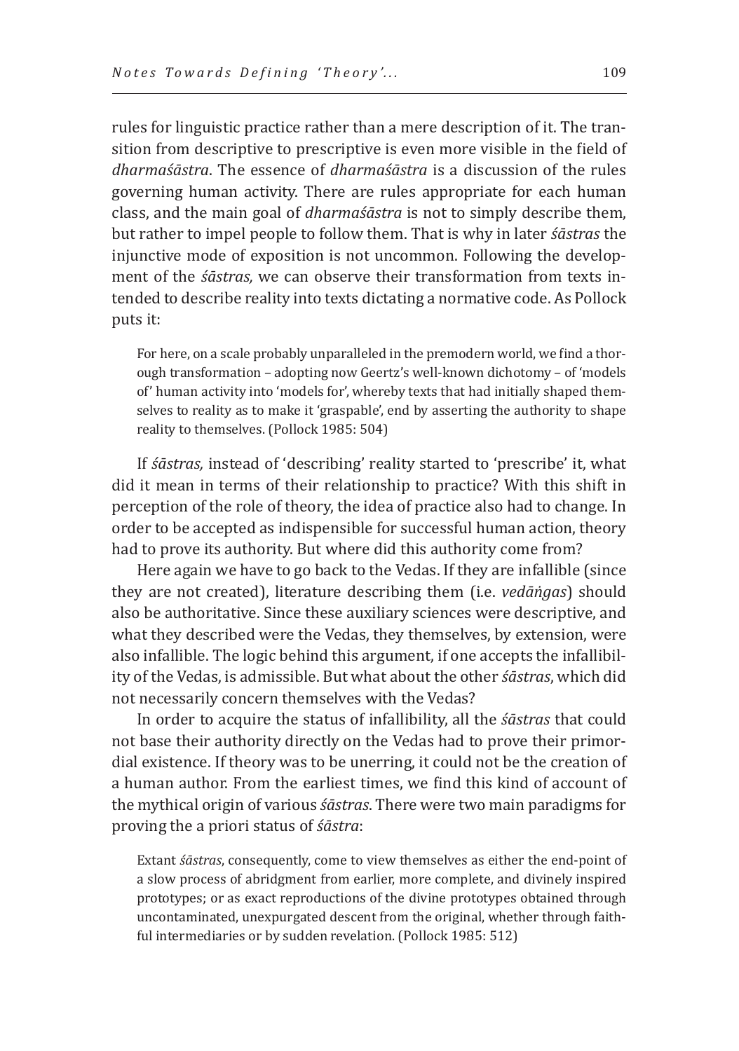rules for linguistic practice rather than a mere description of it. The transition from descriptive to prescriptive is even more visible in the field of *dharmaśāstra*. The essence of *dharmaśāstra* is a discussion of the rules governing human activity. There are rules appropriate for each human class, and the main goal of *dharmaśāstra* is not to simply describe them, but rather to impel people to follow them. That is why in later *śāstras* the injunctive mode of exposition is not uncommon. Following the development of the *śāstras,* we can observe their transformation from texts intended to describe reality into texts dictating a normative code. As Pollock puts it:

> For here, on a scale probably unparalleled in the premodern world, we find a thorough transformation – adopting now Geertz's well-known dichotomy – of 'models of' human activity into 'models for', whereby texts that had initially shaped themselves to reality as to make it 'graspable', end by asserting the authority to shape reality to themselves. (Pollock 1985: 504)

If *śāstras,* instead of 'describing' reality started to 'prescribe' it, what did it mean in terms of their relationship to practice? With this shift in perception of the role of theory, the idea of practice also had to change. In order to be accepted as indispensible for successful human action, theory had to prove its authority. But where did this authority come from?

Here again we have to go back to the Vedas. If they are infallible (since they are not created), literature describing them (i.e. *vedāṅgas*) should also be authoritative. Since these auxiliary sciences were descriptive, and what they described were the Vedas, they themselves, by extension, were also infallible. The logic behind this argument, if one accepts the infallibility of the Vedas, is admissible. But what about the other *śāstras*, which did not necessarily concern themselves with the Vedas?

In order to acquire the status of infallibility, all the *śāstras* that could not base their authority directly on the Vedas had to prove their primordial existence. If theory was to be unerring, it could not be the creation of a human author. From the earliest times, we find this kind of account of the mythical origin of various *śāstras*. There were two main paradigms for proving the a priori status of *śāstra*:

> Extant *śāstras*, consequently, come to view themselves as either the end-point of a slow process of abridgment from earlier, more complete, and divinely inspired prototypes; or as exact reproductions of the divine prototypes obtained through uncontaminated, unexpurgated descent from the original, whether through faithful intermediaries or by sudden revelation. (Pollock 1985: 512)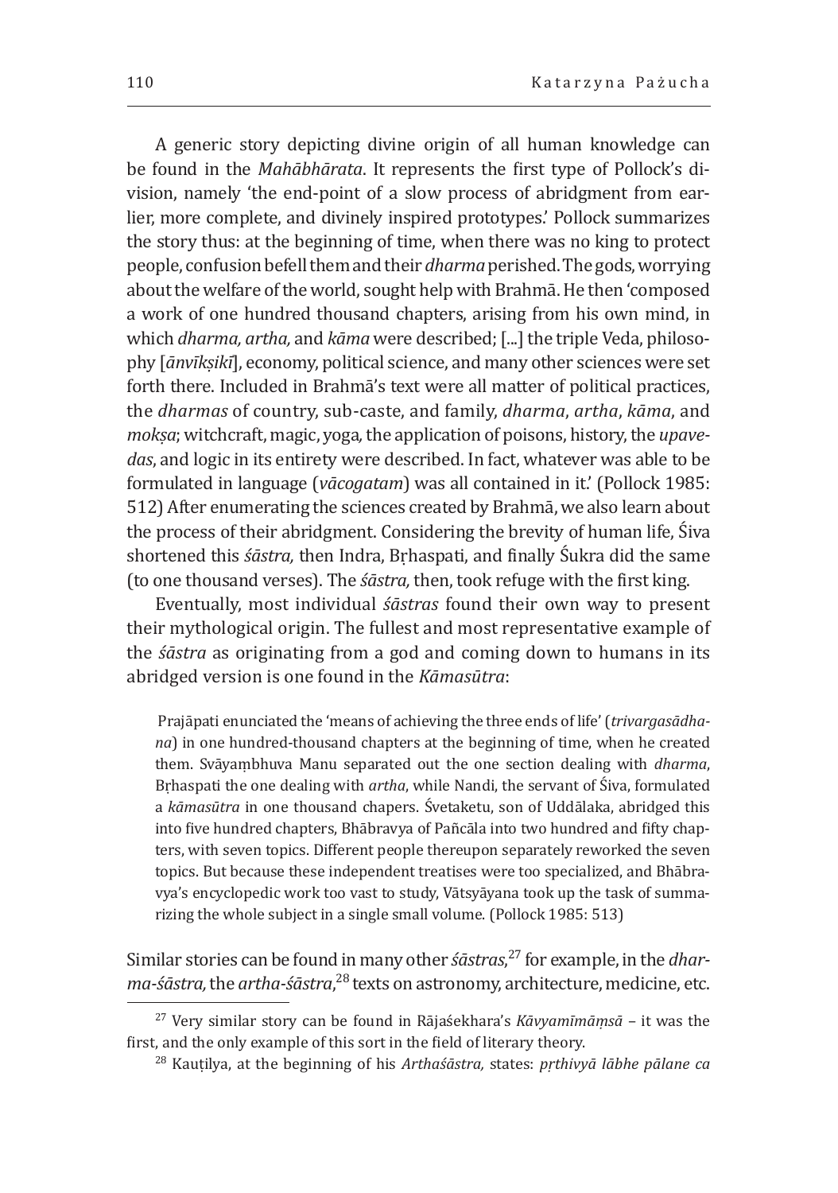A generic story depicting divine origin of all human knowledge can be found in the *Mahābhārata*. It represents the first type of Pollock's division, namely 'the end-point of a slow process of abridgment from earlier, more complete, and divinely inspired prototypes.' Pollock summarizes the story thus: at the beginning of time, when there was no king to protect people, confusion befell them and their *dharma* perished. The gods, worrying about the welfare of the world, sought help with Brahmā. He then 'composed a work of one hundred thousand chapters, arising from his own mind, in which *dharma, artha,* and *kāma* were described; [...] the triple Veda, philosophy [*ānvīkṣikī*], economy, political science, and many other sciences were set forth there. Included in Brahmā's text were all matter of political practices, the *dharmas* of country, sub-caste, and family, *dharma*, *artha*, *kāma*, and *mokṣa*; witchcraft, magic, yoga*,* the application of poisons, history, the *upavedas*, and logic in its entirety were described. In fact, whatever was able to be formulated in language (*vācogatam*) was all contained in it.' (Pollock 1985: 512) After enumerating the sciences created by Brahmā, we also learn about the process of their abridgment. Considering the brevity of human life, Śiva shortened this *śāstra,* then Indra, Bṛhaspati, and finally Śukra did the same (to one thousand verses). The *śāstra,* then, took refuge with the first king.

Eventually, most individual *śāstras* found their own way to present their mythological origin. The fullest and most representative example of the *śāstra* as originating from a god and coming down to humans in its abridged version is one found in the *Kāmasūtra*:

> Prajāpati enunciated the 'means of achieving the three ends of life' (*trivargasādhana*) in one hundred-thousand chapters at the beginning of time, when he created them. Svāyaṃbhuva Manu separated out the one section dealing with *dharma*, Bṛhaspati the one dealing with *artha*, while Nandi, the servant of Śiva, formulated a *kāmasūtra* in one thousand chapers. Śvetaketu, son of Uddālaka, abridged this into five hundred chapters, Bhābravya of Pañcāla into two hundred and fifty chapters, with seven topics. Different people thereupon separately reworked the seven topics. But because these independent treatises were too specialized, and Bhābravya's encyclopedic work too vast to study, Vātsyāyana took up the task of summarizing the whole subject in a single small volume. (Pollock 1985: 513)

Similar stories can be found in many other *śāstras,*[27] for example, in the *dharma-śāstra,* the *artha-śāstra*,[28] texts on astronomy, architecture, medicine, etc.

[27] Very similar story can be found in Rājaśekhara's *Kāvyamīmāṃsā* – it was the first, and the only example of this sort in the field of literary theory.

[28] Kauṭilya, at the beginning of his *Arthaśāstra,* states: *pṛthivyā lābhe pālane ca*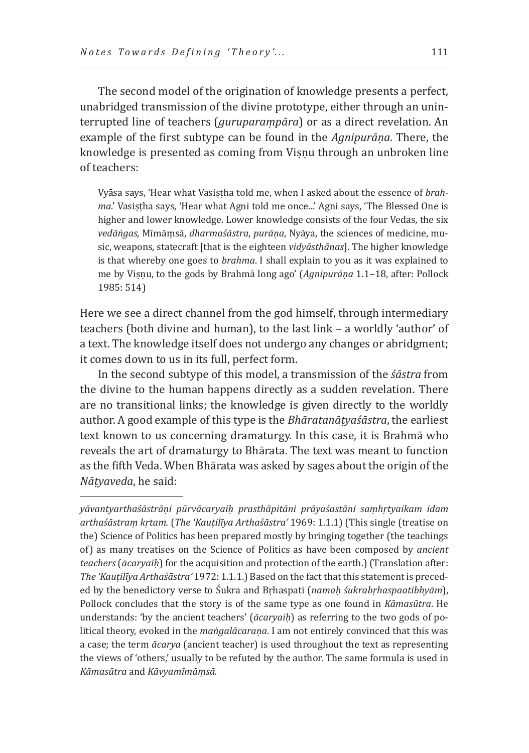The second model of the origination of knowledge presents a perfect, unabridged transmission of the divine prototype, either through an uninterrupted line of teachers (*guruparaṃpāra*) or as a direct revelation. An example of the first subtype can be found in the *Agnipurāṇa*. There, the knowledge is presented as coming from Viṣṇu through an unbroken line of teachers:

> Vyāsa says, 'Hear what Vasiṣṭha told me, when I asked about the essence of *brahma*.' Vasiṣṭha says, 'Hear what Agni told me once...' Agni says, 'The Blessed One is higher and lower knowledge. Lower knowledge consists of the four Vedas, the six *vedāṅgas,* Mīmāṃsā, *dharmaśāstra*, *purāṇa*, Nyāya, the sciences of medicine, music, weapons, statecraft [that is the eighteen *vidyāsthānas*]. The higher knowledge is that whereby one goes to *brahma*. I shall explain to you as it was explained to me by Viṣṇu, to the gods by Brahmā long ago' (*Agnipurāṇa* 1.1–18, after: Pollock 1985: 514)

Here we see a direct channel from the god himself, through intermediary teachers (both divine and human), to the last link – a worldly 'author' of a text. The knowledge itself does not undergo any changes or abridgment; it comes down to us in its full, perfect form.

In the second subtype of this model, a transmission of the *śāstra* from the divine to the human happens directly as a sudden revelation. There are no transitional links; the knowledge is given directly to the worldly author. A good example of this type is the *Bhāratanāṭyaśāstra*, the earliest text known to us concerning dramaturgy. In this case, it is Brahmā who reveals the art of dramaturgy to Bhārata. The text was meant to function as the fifth Veda. When Bhārata was asked by sages about the origin of the *Nāṭyaveda*, he said:

---

*yāvantyarthaśāstrāṇi pūrvācaryaiḥ prasthāpitāni prāyaśastāni saṃhṛtyaikam idam arthaśāstraṃ kṛtam.* (*The 'Kauṭilīya Arthaśāstra'* 1969: 1.1.1) (This single (treatise on the) Science of Politics has been prepared mostly by bringing together (the teachings of) as many treatises on the Science of Politics as have been composed by *ancient teachers* (*ācaryaiḥ*) for the acquisition and protection of the earth.) (Translation after: *The 'Kauṭilīya Arthaśāstra'* 1972: 1.1.1.) Based on the fact that this statement is preceded by the benedictory verse to Śukra and Bṛhaspati (*namaḥ śukrabṛhaspaatibhyām*), Pollock concludes that the story is of the same type as one found in *Kāmasūtra*. He understands: 'by the ancient teachers' (*ācaryaiḥ*) as referring to the two gods of political theory, evoked in the *maṅgalācaraṇa*. I am not entirely convinced that this was a case; the term *ācarya* (ancient teacher) is used throughout the text as representing the views of 'others,' usually to be refuted by the author. The same formula is used in *Kāmasūtra* and *Kāvyamīmāṃsā.*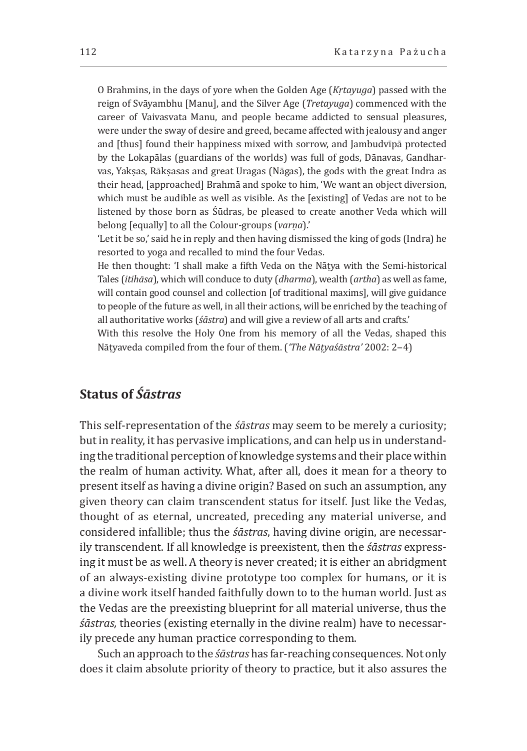O Brahmins, in the days of yore when the Golden Age (*Kṛtayuga*) passed with the reign of Svāyambhu [Manu], and the Silver Age (*Tretayuga*) commenced with the career of Vaivasvata Manu, and people became addicted to sensual pleasures, were under the sway of desire and greed, became affected with jealousy and anger and [thus] found their happiness mixed with sorrow, and Jambudvīpā protected by the Lokapālas (guardians of the worlds) was full of gods, Dānavas, Gandharvas, Yakṣas, Rākṣasas and great Uragas (Nāgas), the gods with the great Indra as their head, [approached] Brahmā and spoke to him, 'We want an object diversion, which must be audible as well as visible. As the [existing] of Vedas are not to be listened by those born as Śūdras, be pleased to create another Veda which will belong [equally] to all the Colour-groups (*varṇa*).'
'Let it be so,' said he in reply and then having dismissed the king of gods (Indra) he resorted to yoga and recalled to mind the four Vedas.
He then thought: 'I shall make a fifth Veda on the Nāṭya with the Semi-historical Tales (*itihāsa*), which will conduce to duty (*dharma*), wealth (*artha*) as well as fame, will contain good counsel and collection [of traditional maxims], will give guidance to people of the future as well, in all their actions, will be enriched by the teaching of all authoritative works (*śāstra*) and will give a review of all arts and crafts.'
With this resolve the Holy One from his memory of all the Vedas, shaped this Nāṭyaveda compiled from the four of them. (*'The Nāṭyaśāstra'* 2002: 2–4)

## Status of *Śāstras*

This self-representation of the *śāstras* may seem to be merely a curiosity; but in reality, it has pervasive implications, and can help us in understanding the traditional perception of knowledge systems and their place within the realm of human activity. What, after all, does it mean for a theory to present itself as having a divine origin? Based on such an assumption, any given theory can claim transcendent status for itself. Just like the Vedas, thought of as eternal, uncreated, preceding any material universe, and considered infallible; thus the *śāstras*, having divine origin, are necessarily transcendent. If all knowledge is preexistent, then the *śāstras* expressing it must be as well. A theory is never created; it is either an abridgment of an always-existing divine prototype too complex for humans, or it is a divine work itself handed faithfully down to to the human world. Just as the Vedas are the preexisting blueprint for all material universe, thus the *śāstras,* theories (existing eternally in the divine realm) have to necessarily precede any human practice corresponding to them.

Such an approach to the *śāstras* has far-reaching consequences. Not only does it claim absolute priority of theory to practice, but it also assures the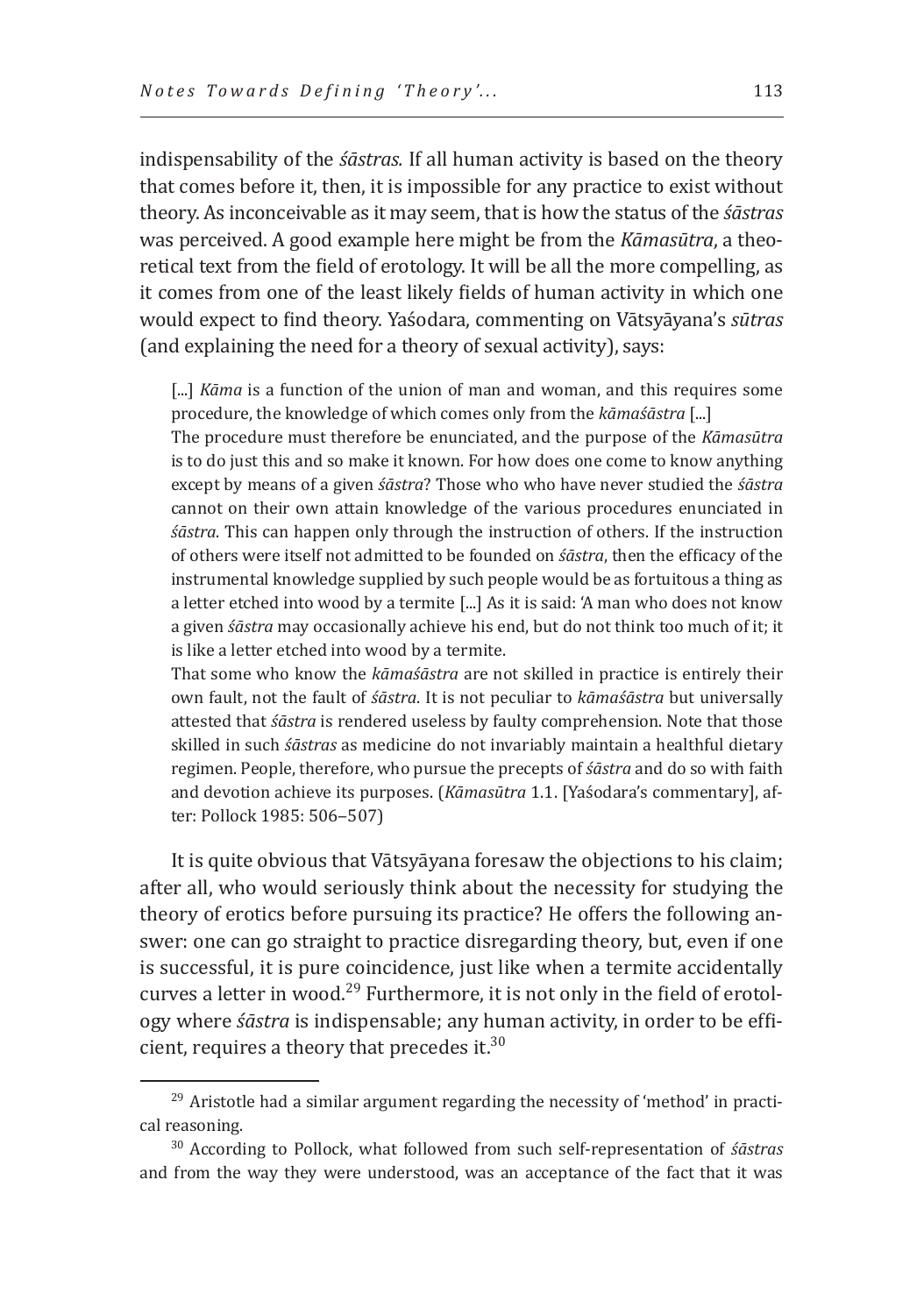indispensability of the *śāstras.* If all human activity is based on the theory that comes before it, then, it is impossible for any practice to exist without theory. As inconceivable as it may seem, that is how the status of the *śāstras* was perceived. A good example here might be from the *Kāmasūtra*, a theoretical text from the field of erotology. It will be all the more compelling, as it comes from one of the least likely fields of human activity in which one would expect to find theory. Yaśodara, commenting on Vātsyāyana's *sūtras* (and explaining the need for a theory of sexual activity), says:

> [...] *Kāma* is a function of the union of man and woman, and this requires some procedure, the knowledge of which comes only from the *kāmaśāstra* [...]
> The procedure must therefore be enunciated, and the purpose of the *Kāmasūtra* is to do just this and so make it known. For how does one come to know anything except by means of a given *śāstra*? Those who who have never studied the *śāstra* cannot on their own attain knowledge of the various procedures enunciated in *śāstra*. This can happen only through the instruction of others. If the instruction of others were itself not admitted to be founded on *śāstra*, then the efficacy of the instrumental knowledge supplied by such people would be as fortuitous a thing as a letter etched into wood by a termite [...] As it is said: 'A man who does not know a given *śāstra* may occasionally achieve his end, but do not think too much of it; it is like a letter etched into wood by a termite.
> That some who know the *kāmaśāstra* are not skilled in practice is entirely their own fault, not the fault of *śāstra*. It is not peculiar to *kāmaśāstra* but universally attested that *śāstra* is rendered useless by faulty comprehension. Note that those skilled in such *śāstras* as medicine do not invariably maintain a healthful dietary regimen. People, therefore, who pursue the precepts of *śāstra* and do so with faith and devotion achieve its purposes. (*Kāmasūtra* 1.1. [Yaśodara's commentary], after: Pollock 1985: 506–507)

It is quite obvious that Vātsyāyana foresaw the objections to his claim; after all, who would seriously think about the necessity for studying the theory of erotics before pursuing its practice? He offers the following answer: one can go straight to practice disregarding theory, but, even if one is successful, it is pure coincidence, just like when a termite accidentally curves a letter in wood.[29] Furthermore, it is not only in the field of erotology where *śāstra* is indispensable; any human activity, in order to be efficient, requires a theory that precedes it.[30]

---

[29] Aristotle had a similar argument regarding the necessity of 'method' in practical reasoning.

[30] According to Pollock, what followed from such self-representation of *śāstras* and from the way they were understood, was an acceptance of the fact that it was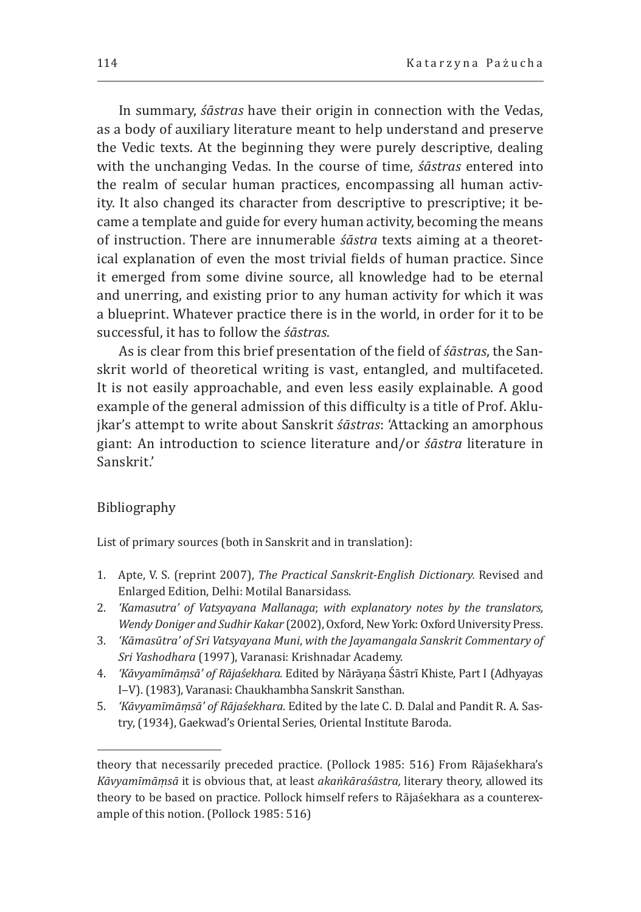In summary, *śāstras* have their origin in connection with the Vedas, as a body of auxiliary literature meant to help understand and preserve the Vedic texts. At the beginning they were purely descriptive, dealing with the unchanging Vedas. In the course of time, *śāstras* entered into the realm of secular human practices, encompassing all human activity. It also changed its character from descriptive to prescriptive; it became a template and guide for every human activity, becoming the means of instruction. There are innumerable *śāstra* texts aiming at a theoretical explanation of even the most trivial fields of human practice. Since it emerged from some divine source, all knowledge had to be eternal and unerring, and existing prior to any human activity for which it was a blueprint. Whatever practice there is in the world, in order for it to be successful, it has to follow the *śāstras*.

As is clear from this brief presentation of the field of *śāstras*, the Sanskrit world of theoretical writing is vast, entangled, and multifaceted. It is not easily approachable, and even less easily explainable. A good example of the general admission of this difficulty is a title of Prof. Aklujkar's attempt to write about Sanskrit *śāstras*: 'Attacking an amorphous giant: An introduction to science literature and/or *śāstra* literature in Sanskrit.'

## Bibliography

List of primary sources (both in Sanskrit and in translation):

1. Apte, V. S. (reprint 2007), *The Practical Sanskrit-English Dictionary.* Revised and Enlarged Edition, Delhi: Motilal Banarsidass.
2. *'Kamasutra' of Vatsyayana Mallanaga*; *with explanatory notes by the translators, Wendy Doniger and Sudhir Kakar* (2002), Oxford, New York: Oxford University Press.
3. *'Kāmasūtra' of Sri Vatsyayana Muni*, *with the Jayamangala Sanskrit Commentary of Sri Yashodhara* (1997), Varanasi: Krishnadar Academy.
4. *'Kāvyamīmāṃsā' of Rājaśekhara.* Edited by Nārāyaṇa Śāstrī Khiste, Part I (Adhyayas I–V). (1983), Varanasi: Chaukhambha Sanskrit Sansthan.
5. *'Kāvyamīmāṃsā' of Rājaśekhara*. Edited by the late C. D. Dalal and Pandit R. A. Sastry, (1934), Gaekwad's Oriental Series, Oriental Institute Baroda.

---

theory that necessarily preceded practice. (Pollock 1985: 516) From Rājaśekhara's *Kāvyamīmāṃsā* it is obvious that, at least *akaṅkāraśāstra,* literary theory, allowed its theory to be based on practice. Pollock himself refers to Rājaśekhara as a counterexample of this notion. (Pollock 1985: 516)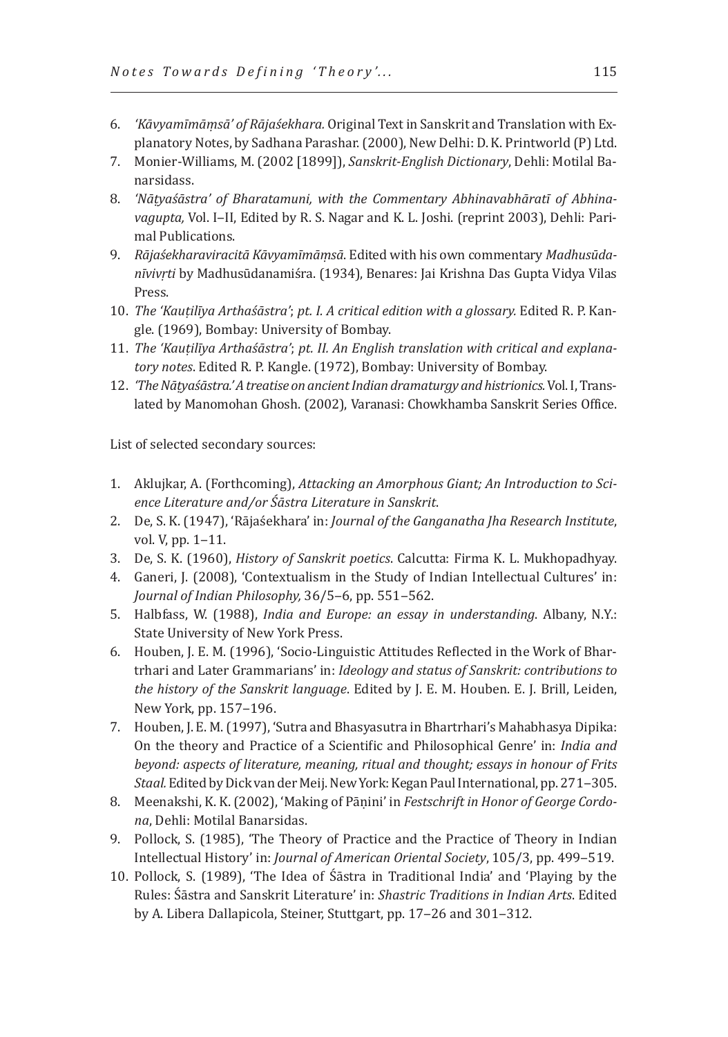6. *'Kāvyamīmāṃsā' of Rājaśekhara.* Original Text in Sanskrit and Translation with Explanatory Notes, by Sadhana Parashar. (2000), New Delhi: D. K. Printworld (P) Ltd.
7. Monier-Williams, M. (2002 [1899]), *Sanskrit-English Dictionary*, Dehli: Motilal Banarsidass.
8. *'Nāṭyaśāstra' of Bharatamuni, with the Commentary Abhinavabhāratī of Abhinavagupta,* Vol. I–II, Edited by R. S. Nagar and K. L. Joshi. (reprint 2003), Dehli: Parimal Publications.
9. *Rājaśekharaviracitā Kāvyamīmāṃsā*. Edited with his own commentary *Madhusūdanīvivṛti* by Madhusūdanamiśra. (1934), Benares: Jai Krishna Das Gupta Vidya Vilas Press.
10. *The 'Kauṭilīya Arthaśāstra'*; *pt. I. A critical edition with a glossary.* Edited R. P. Kangle. (1969), Bombay: University of Bombay.
11. *The 'Kauṭilīya Arthaśāstra'*; *pt. II. An English translation with critical and explanatory notes*. Edited R. P. Kangle. (1972), Bombay: University of Bombay.
12. *'The Nāṭyaśāstra.' A treatise on ancient Indian dramaturgy and histrionics.* Vol. I, Translated by Manomohan Ghosh. (2002), Varanasi: Chowkhamba Sanskrit Series Office.

List of selected secondary sources:

1. Aklujkar, A. (Forthcoming), *Attacking an Amorphous Giant; An Introduction to Science Literature and/or Śāstra Literature in Sanskrit*.
2. De, S. K. (1947), 'Rājaśekhara' in: *Journal of the Ganganatha Jha Research Institute*, vol. V, pp. 1–11.
3. De, S. K. (1960), *History of Sanskrit poetics*. Calcutta: Firma K. L. Mukhopadhyay.
4. Ganeri, J. (2008), 'Contextualism in the Study of Indian Intellectual Cultures' in: *Journal of Indian Philosophy,* 36/5–6, pp. 551–562.
5. Halbfass, W. (1988), *India and Europe: an essay in understanding*. Albany, N.Y.: State University of New York Press.
6. Houben, J. E. M. (1996), 'Socio-Linguistic Attitudes Reflected in the Work of Bhartrhari and Later Grammarians' in: *Ideology and status of Sanskrit: contributions to the history of the Sanskrit language*. Edited by J. E. M. Houben. E. J. Brill, Leiden, New York, pp. 157–196.
7. Houben, J. E. M. (1997), 'Sutra and Bhasyasutra in Bhartrhari's Mahabhasya Dipika: On the theory and Practice of a Scientific and Philosophical Genre' in: *India and beyond: aspects of literature, meaning, ritual and thought; essays in honour of Frits Staal.* Edited by Dick van der Meij. New York: Kegan Paul International, pp. 271–305.
8. Meenakshi, K. K. (2002), 'Making of Pāṇini' in *Festschrift in Honor of George Cordona*, Dehli: Motilal Banarsidas.
9. Pollock, S. (1985), 'The Theory of Practice and the Practice of Theory in Indian Intellectual History' in: *Journal of American Oriental Society*, 105/3, pp. 499–519.
10. Pollock, S. (1989), 'The Idea of Śāstra in Traditional India' and 'Playing by the Rules: Śāstra and Sanskrit Literature' in: *Shastric Traditions in Indian Arts*. Edited by A. Libera Dallapicola, Steiner, Stuttgart, pp. 17–26 and 301–312.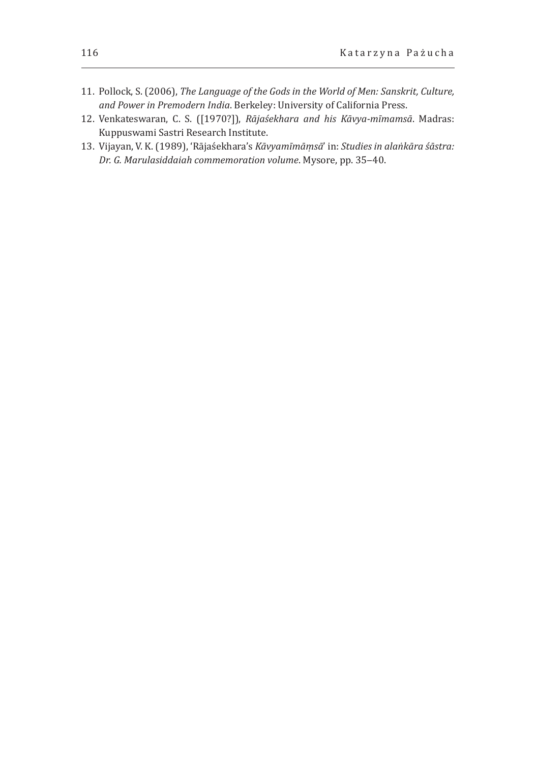11. Pollock, S. (2006), *The Language of the Gods in the World of Men: Sanskrit, Culture, and Power in Premodern India*. Berkeley: University of California Press.
12. Venkateswaran, C. S. ([1970?]), *Rājaśekhara and his Kāvya-mīmamsā*. Madras: Kuppuswami Sastri Research Institute.
13. Vijayan, V. K. (1989), 'Rājaśekhara's *Kāvyamīmāṃsā*' in: *Studies in alaṅkāra śāstra: Dr. G. Marulasiddaiah commemoration volume*. Mysore, pp. 35–40.